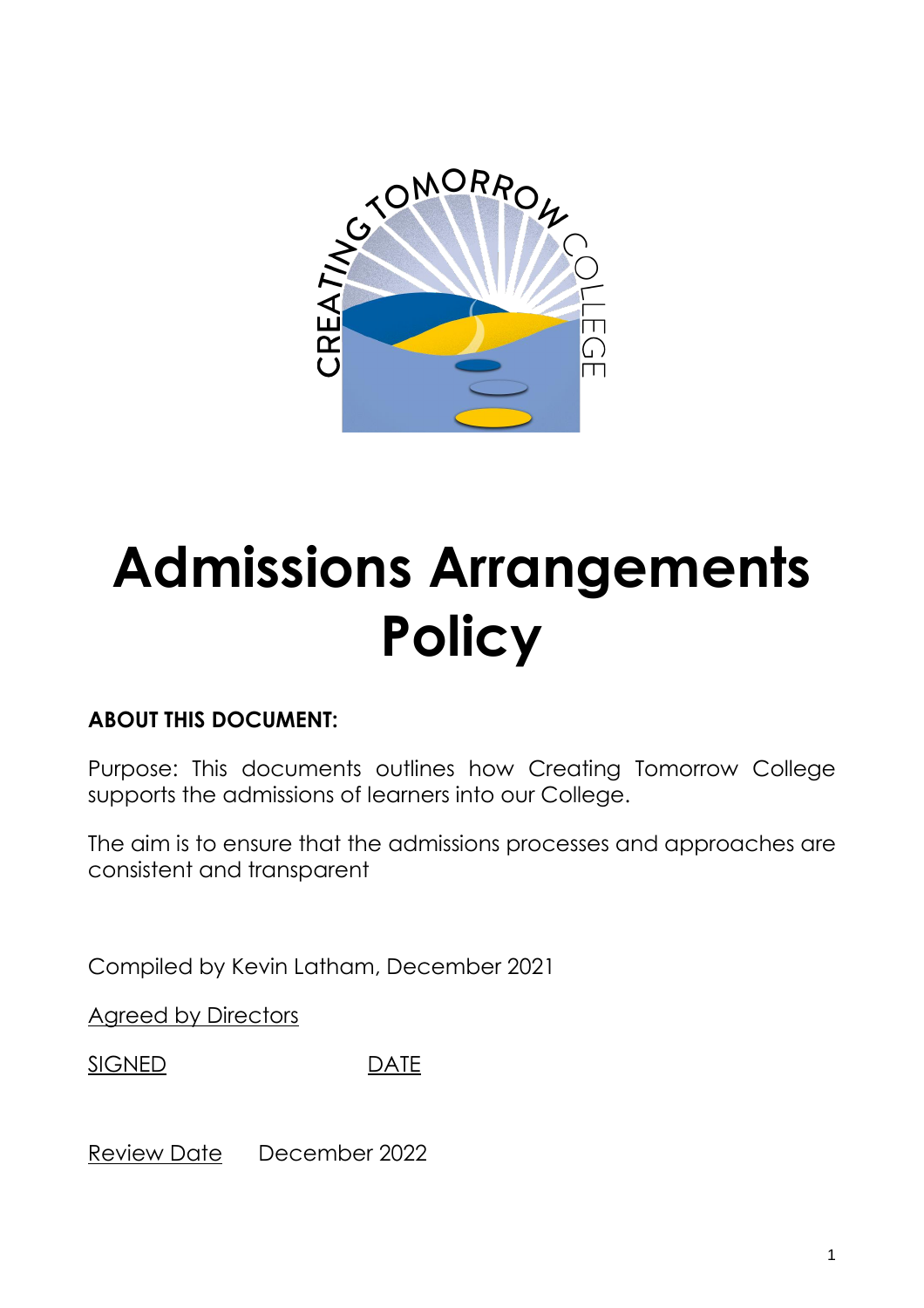# Admissions Arrangements Policy

**ABOUT THIS DOCUMENT:**

Purpose: This documents outlines how Creating Tomorrow College supports the admissions of learners into our College.

The aim is to ensure that the admissions processes and approaches are consistent and transparent

Compiled by Kevin Latham, December 2021

Agreed by Directors

SIGNED DATE

Review Date December 2022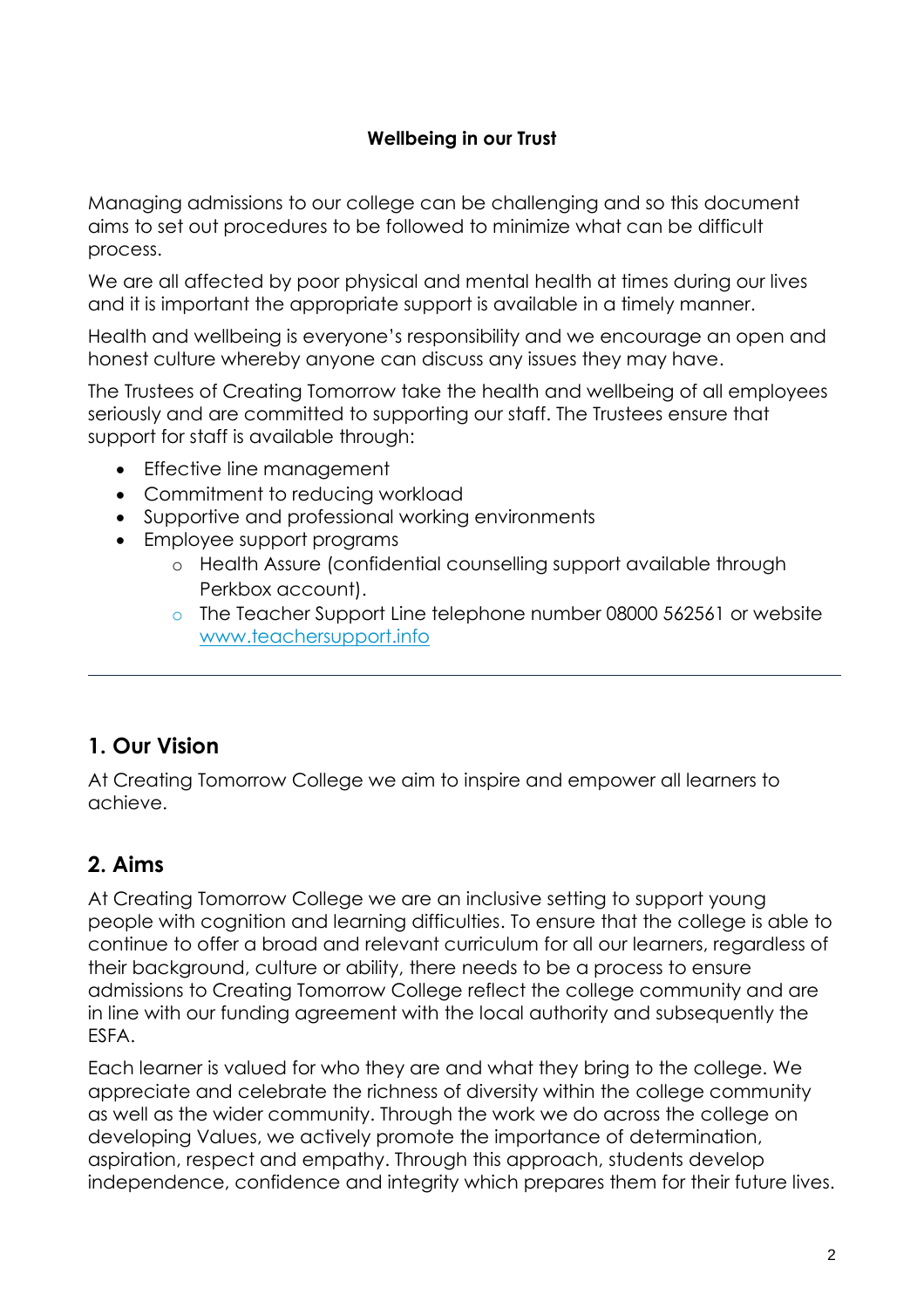**Wellbeing in our Trust**

Managing admissions to our college can be challenging and so this document aims to set out procedures to be followed to minimize what can be difficult process.

We are all affected by poor physical and mental health at times during our lives and it is important the appropriate support is available in a timely manner.

Health and wellbeing is everyone's responsibility and we encourage an open and honest culture whereby anyone can discuss any issues they may have.

The Trustees of Creating Tomorrow take the health and wellbeing of all employees seriously and are committed to supporting our staff. The Trustees ensure that support for staff is available through:

- Effective line management
- Commitment to reducing workload
- Supportive and professional working environments
- Employee support programs
    - Health Assure (confidential counselling support available through Perkbox account).
    - The Teacher Support Line telephone number 08000 562561 or website [www.teachersupport.info](http://www.teachersupport.info)

---

## 1. Our Vision

At Creating Tomorrow College we aim to inspire and empower all learners to achieve.

## 2. Aims

At Creating Tomorrow College we are an inclusive setting to support young people with cognition and learning difficulties. To ensure that the college is able to continue to offer a broad and relevant curriculum for all our learners, regardless of their background, culture or ability, there needs to be a process to ensure admissions to Creating Tomorrow College reflect the college community and are in line with our funding agreement with the local authority and subsequently the ESFA.

Each learner is valued for who they are and what they bring to the college. We appreciate and celebrate the richness of diversity within the college community as well as the wider community. Through the work we do across the college on developing Values, we actively promote the importance of determination, aspiration, respect and empathy. Through this approach, students develop independence, confidence and integrity which prepares them for their future lives.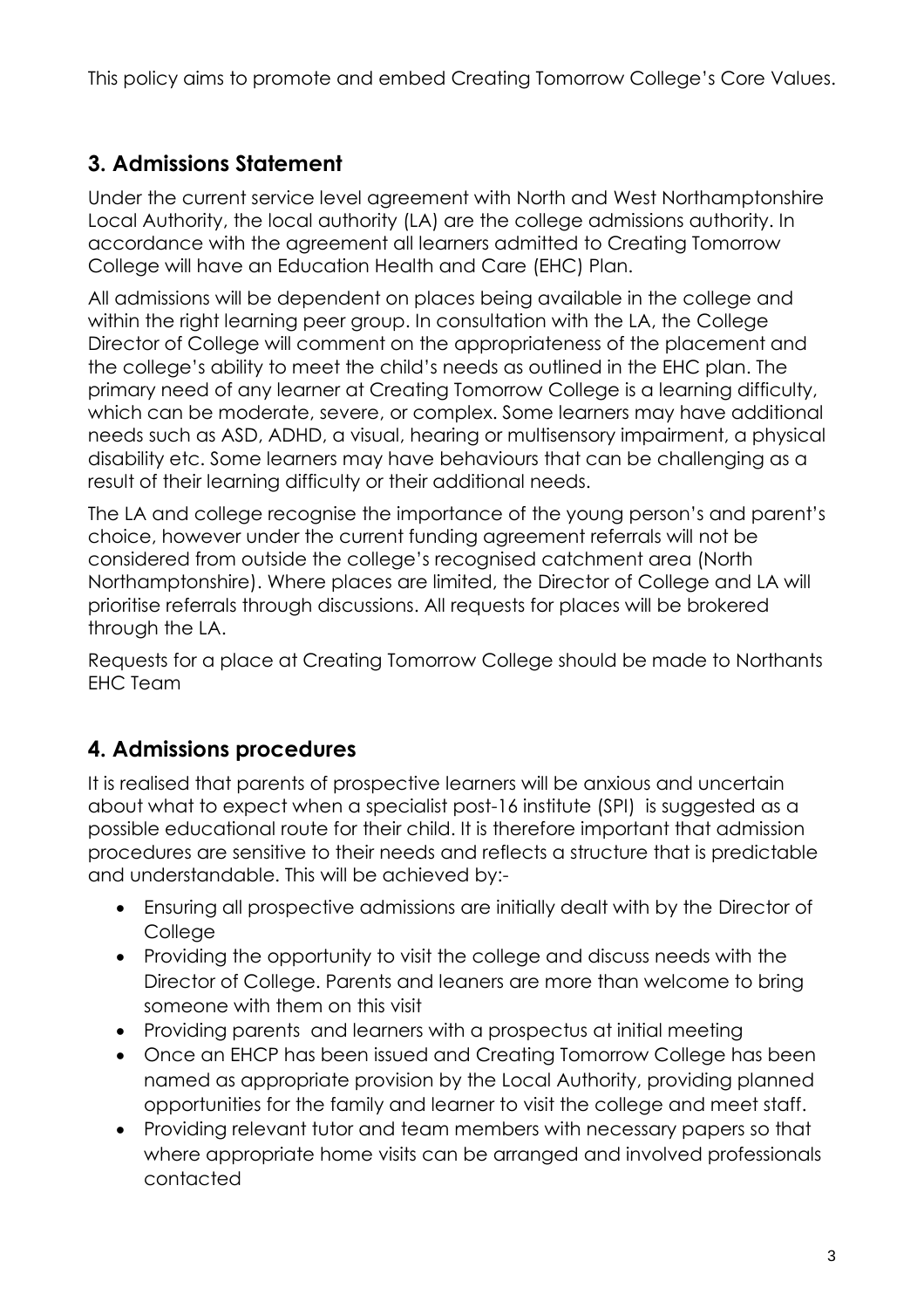This policy aims to promote and embed Creating Tomorrow College's Core Values.

## 3. Admissions Statement

Under the current service level agreement with North and West Northamptonshire Local Authority, the local authority (LA) are the college admissions authority. In accordance with the agreement all learners admitted to Creating Tomorrow College will have an Education Health and Care (EHC) Plan.

All admissions will be dependent on places being available in the college and within the right learning peer group. In consultation with the LA, the College Director of College will comment on the appropriateness of the placement and the college's ability to meet the child's needs as outlined in the EHC plan. The primary need of any learner at Creating Tomorrow College is a learning difficulty, which can be moderate, severe, or complex. Some learners may have additional needs such as ASD, ADHD, a visual, hearing or multisensory impairment, a physical disability etc. Some learners may have behaviours that can be challenging as a result of their learning difficulty or their additional needs.

The LA and college recognise the importance of the young person's and parent's choice, however under the current funding agreement referrals will not be considered from outside the college's recognised catchment area (North Northamptonshire). Where places are limited, the Director of College and LA will prioritise referrals through discussions. All requests for places will be brokered through the LA.

Requests for a place at Creating Tomorrow College should be made to Northants EHC Team

## 4. Admissions procedures

It is realised that parents of prospective learners will be anxious and uncertain about what to expect when a specialist post-16 institute (SPI) is suggested as a possible educational route for their child. It is therefore important that admission procedures are sensitive to their needs and reflects a structure that is predictable and understandable. This will be achieved by:-

- Ensuring all prospective admissions are initially dealt with by the Director of College
- Providing the opportunity to visit the college and discuss needs with the Director of College. Parents and leaners are more than welcome to bring someone with them on this visit
- Providing parents and learners with a prospectus at initial meeting
- Once an EHCP has been issued and Creating Tomorrow College has been named as appropriate provision by the Local Authority, providing planned opportunities for the family and learner to visit the college and meet staff.
- Providing relevant tutor and team members with necessary papers so that where appropriate home visits can be arranged and involved professionals contacted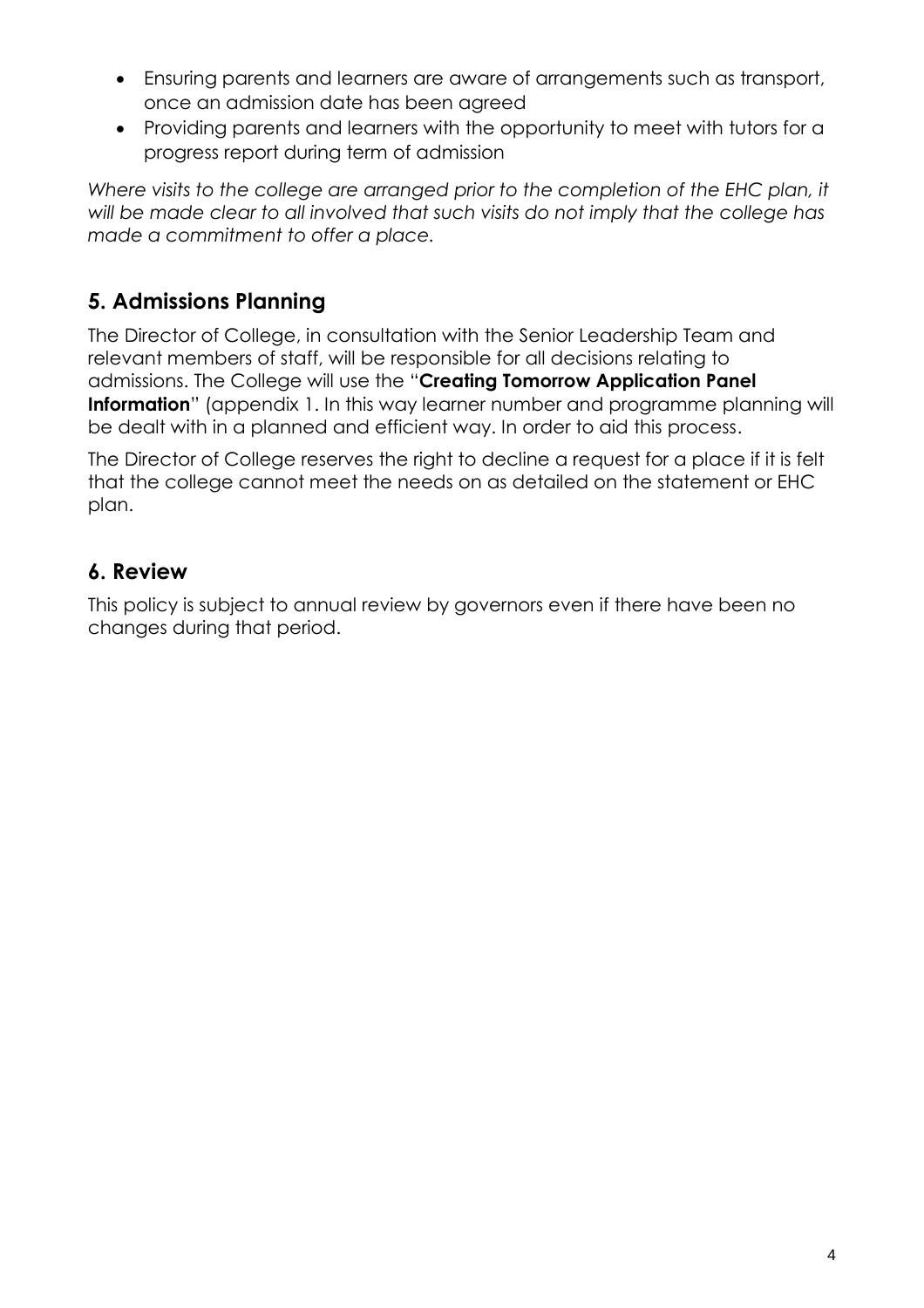- Ensuring parents and learners are aware of arrangements such as transport, once an admission date has been agreed
- Providing parents and learners with the opportunity to meet with tutors for a progress report during term of admission

*Where visits to the college are arranged prior to the completion of the EHC plan, it will be made clear to all involved that such visits do not imply that the college has made a commitment to offer a place.*

## 5. Admissions Planning

The Director of College, in consultation with the Senior Leadership Team and relevant members of staff, will be responsible for all decisions relating to admissions. The College will use the "**Creating Tomorrow Application Panel Information**" (appendix 1. In this way learner number and programme planning will be dealt with in a planned and efficient way. In order to aid this process.

The Director of College reserves the right to decline a request for a place if it is felt that the college cannot meet the needs on as detailed on the statement or EHC plan.

## 6. Review

This policy is subject to annual review by governors even if there have been no changes during that period.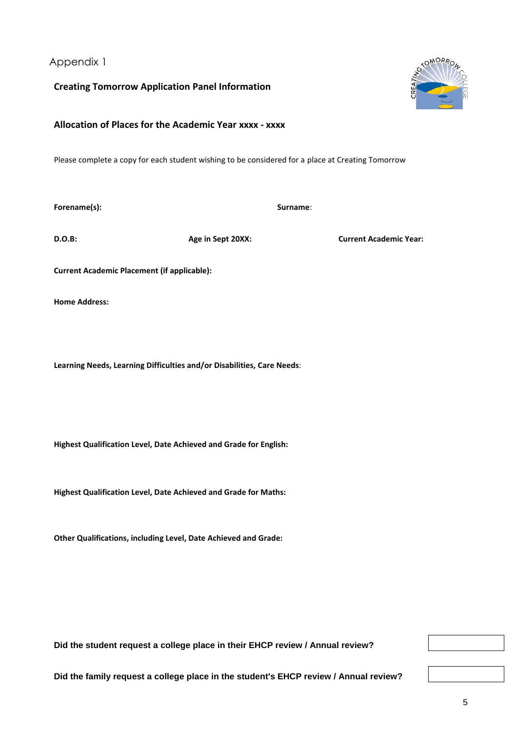Appendix 1

## Creating Tomorrow Application Panel Information

## Allocation of Places for the Academic Year xxxx - xxxx

Please complete a copy for each student wishing to be considered for a place at Creating Tomorrow

**Forename(s):** **Surname**:

**D.O.B:** **Age in Sept 20XX:** **Current Academic Year:**

**Current Academic Placement (if applicable):**

**Home Address:**

**Learning Needs, Learning Difficulties and/or Disabilities, Care Needs**:

**Highest Qualification Level, Date Achieved and Grade for English:**

**Highest Qualification Level, Date Achieved and Grade for Maths:**

**Other Qualifications, including Level, Date Achieved and Grade:**

**Did the student request a college place in their EHCP review / Annual review?**

**Did the family request a college place in the student's EHCP review / Annual review?**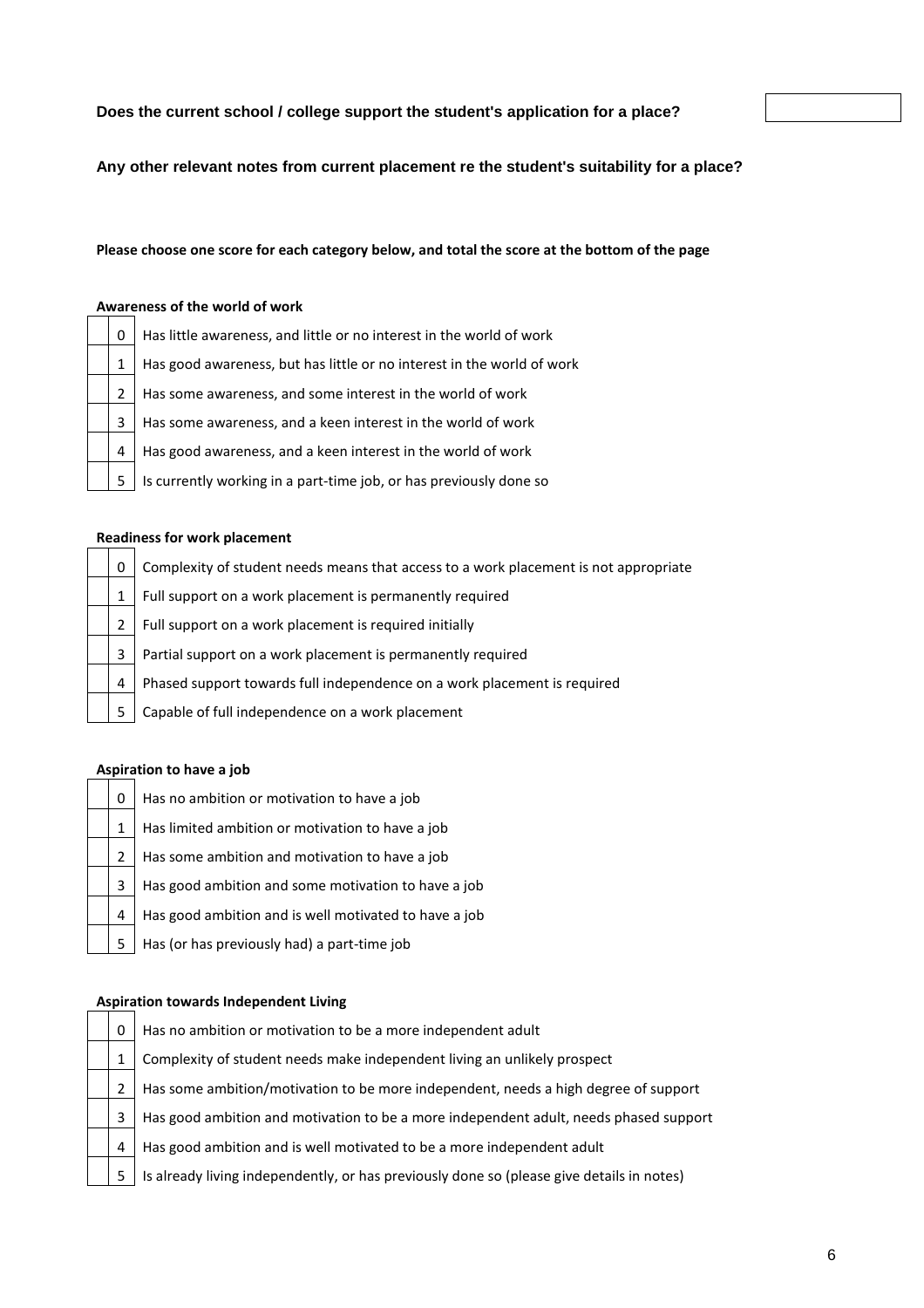**Does the current school / college support the student's application for a place?**

**Any other relevant notes from current placement re the student's suitability for a place?**

**Please choose one score for each category below, and total the score at the bottom of the page**

**Awareness of the world of work**

| | Score | Description |
|---|---|---|
| | 0 | Has little awareness, and little or no interest in the world of work |
| | 1 | Has good awareness, but has little or no interest in the world of work |
| | 2 | Has some awareness, and some interest in the world of work |
| | 3 | Has some awareness, and a keen interest in the world of work |
| | 4 | Has good awareness, and a keen interest in the world of work |
| | 5 | Is currently working in a part-time job, or has previously done so |

**Readiness for work placement**

| | Score | Description |
|---|---|---|
| | 0 | Complexity of student needs means that access to a work placement is not appropriate |
| | 1 | Full support on a work placement is permanently required |
| | 2 | Full support on a work placement is required initially |
| | 3 | Partial support on a work placement is permanently required |
| | 4 | Phased support towards full independence on a work placement is required |
| | 5 | Capable of full independence on a work placement |

**Aspiration to have a job**

| | Score | Description |
|---|---|---|
| | 0 | Has no ambition or motivation to have a job |
| | 1 | Has limited ambition or motivation to have a job |
| | 2 | Has some ambition and motivation to have a job |
| | 3 | Has good ambition and some motivation to have a job |
| | 4 | Has good ambition and is well motivated to have a job |
| | 5 | Has (or has previously had) a part-time job |

**Aspiration towards Independent Living**

| | Score | Description |
|---|---|---|
| | 0 | Has no ambition or motivation to be a more independent adult |
| | 1 | Complexity of student needs make independent living an unlikely prospect |
| | 2 | Has some ambition/motivation to be more independent, needs a high degree of support |
| | 3 | Has good ambition and motivation to be a more independent adult, needs phased support |
| | 4 | Has good ambition and is well motivated to be a more independent adult |
| | 5 | Is already living independently, or has previously done so (please give details in notes) |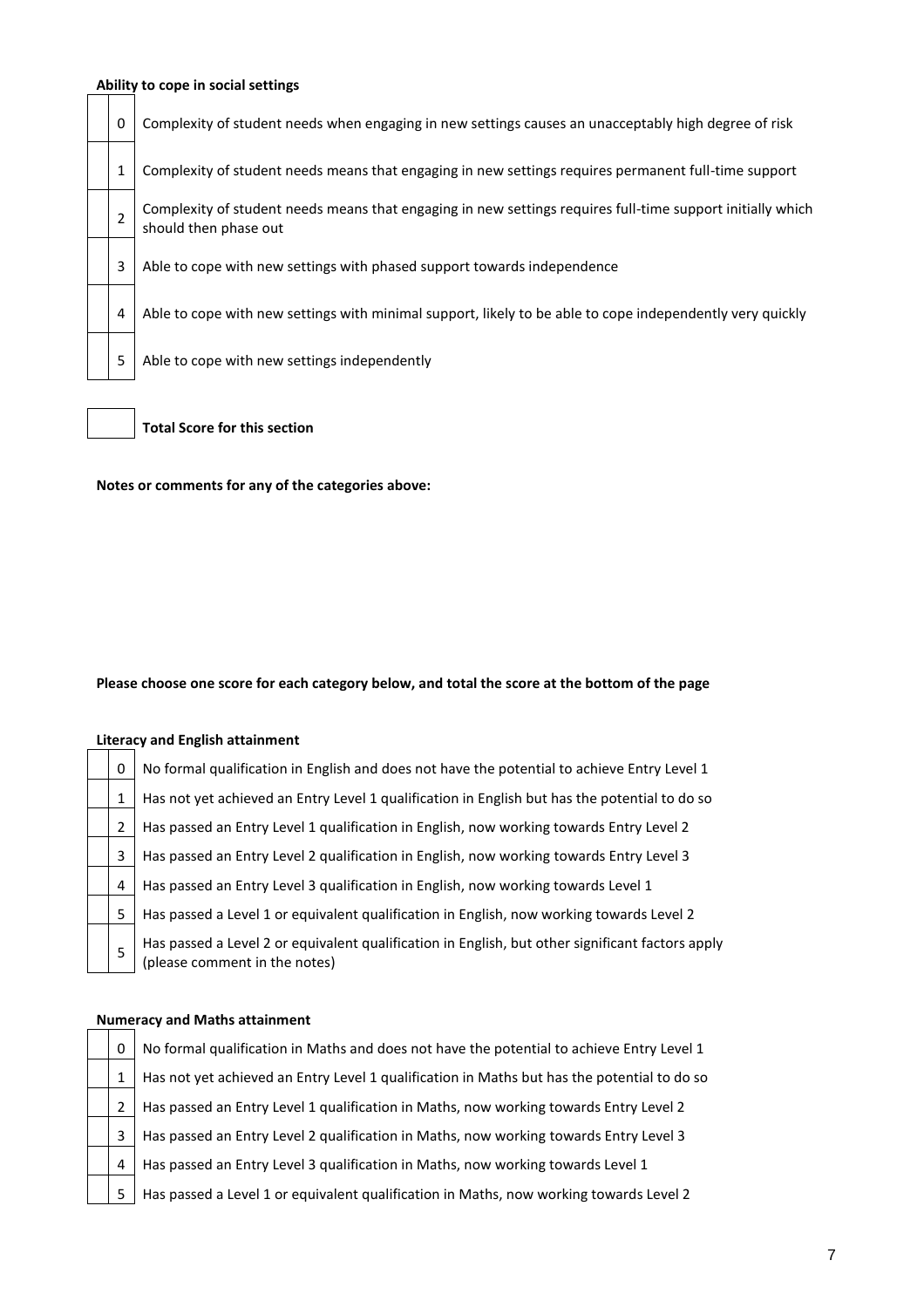**Ability to cope in social settings**

| | | |
|---|---|---|
| | 0 | Complexity of student needs when engaging in new settings causes an unacceptably high degree of risk |
| | 1 | Complexity of student needs means that engaging in new settings requires permanent full-time support |
| | 2 | Complexity of student needs means that engaging in new settings requires full-time support initially which should then phase out |
| | 3 | Able to cope with new settings with phased support towards independence |
| | 4 | Able to cope with new settings with minimal support, likely to be able to cope independently very quickly |
| | 5 | Able to cope with new settings independently |

| | |
|---|---|
| | **Total Score for this section** |

**Notes or comments for any of the categories above:**

**Please choose one score for each category below, and total the score at the bottom of the page**

**Literacy and English attainment**

| | | |
|---|---|---|
| | 0 | No formal qualification in English and does not have the potential to achieve Entry Level 1 |
| | 1 | Has not yet achieved an Entry Level 1 qualification in English but has the potential to do so |
| | 2 | Has passed an Entry Level 1 qualification in English, now working towards Entry Level 2 |
| | 3 | Has passed an Entry Level 2 qualification in English, now working towards Entry Level 3 |
| | 4 | Has passed an Entry Level 3 qualification in English, now working towards Level 1 |
| | 5 | Has passed a Level 1 or equivalent qualification in English, now working towards Level 2 |
| | 5 | Has passed a Level 2 or equivalent qualification in English, but other significant factors apply (please comment in the notes) |

**Numeracy and Maths attainment**

| | | |
|---|---|---|
| | 0 | No formal qualification in Maths and does not have the potential to achieve Entry Level 1 |
| | 1 | Has not yet achieved an Entry Level 1 qualification in Maths but has the potential to do so |
| | 2 | Has passed an Entry Level 1 qualification in Maths, now working towards Entry Level 2 |
| | 3 | Has passed an Entry Level 2 qualification in Maths, now working towards Entry Level 3 |
| | 4 | Has passed an Entry Level 3 qualification in Maths, now working towards Level 1 |
| | 5 | Has passed a Level 1 or equivalent qualification in Maths, now working towards Level 2 |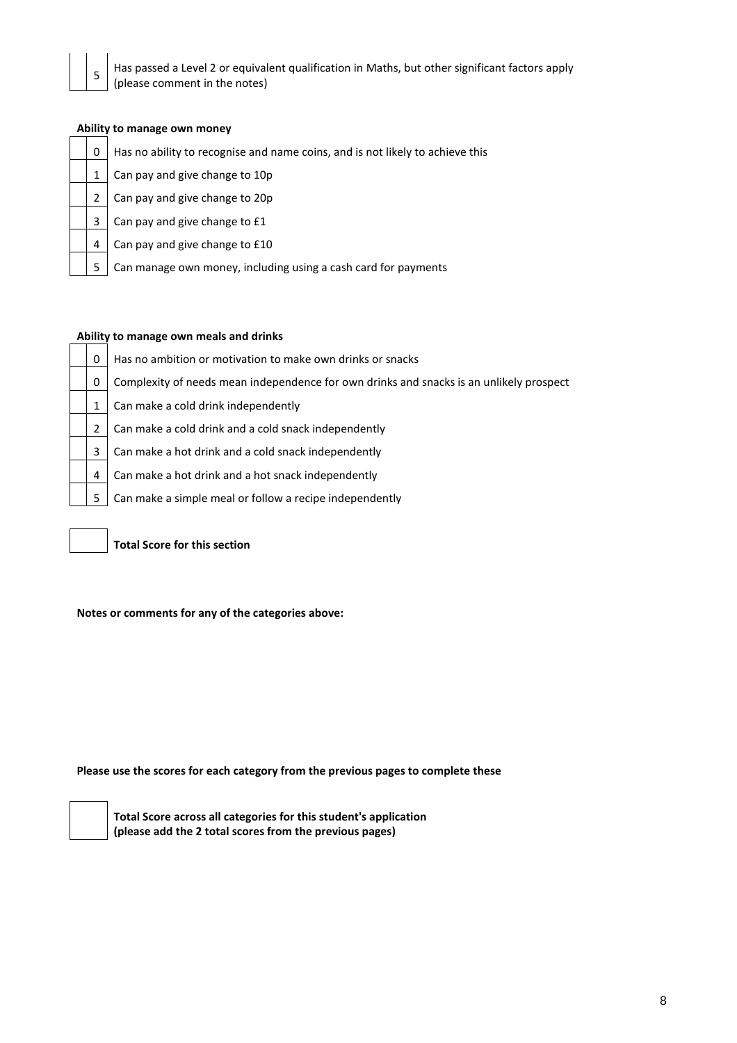| | | |
|---|---|---|
| | 5 | Has passed a Level 2 or equivalent qualification in Maths, but other significant factors apply (please comment in the notes) |

**Ability to manage own money**

| | | |
|---|---|---|
| | 0 | Has no ability to recognise and name coins, and is not likely to achieve this |
| | 1 | Can pay and give change to 10p |
| | 2 | Can pay and give change to 20p |
| | 3 | Can pay and give change to £1 |
| | 4 | Can pay and give change to £10 |
| | 5 | Can manage own money, including using a cash card for payments |

**Ability to manage own meals and drinks**

| | | |
|---|---|---|
| | 0 | Has no ambition or motivation to make own drinks or snacks |
| | 0 | Complexity of needs mean independence for own drinks and snacks is an unlikely prospect |
| | 1 | Can make a cold drink independently |
| | 2 | Can make a cold drink and a cold snack independently |
| | 3 | Can make a hot drink and a cold snack independently |
| | 4 | Can make a hot drink and a hot snack independently |
| | 5 | Can make a simple meal or follow a recipe independently |

| | |
|---|---|
| | **Total Score for this section** |

**Notes or comments for any of the categories above:**

**Please use the scores for each category from the previous pages to complete these**

| | |
|---|---|
| | **Total Score across all categories for this student's application (please add the 2 total scores from the previous pages)** |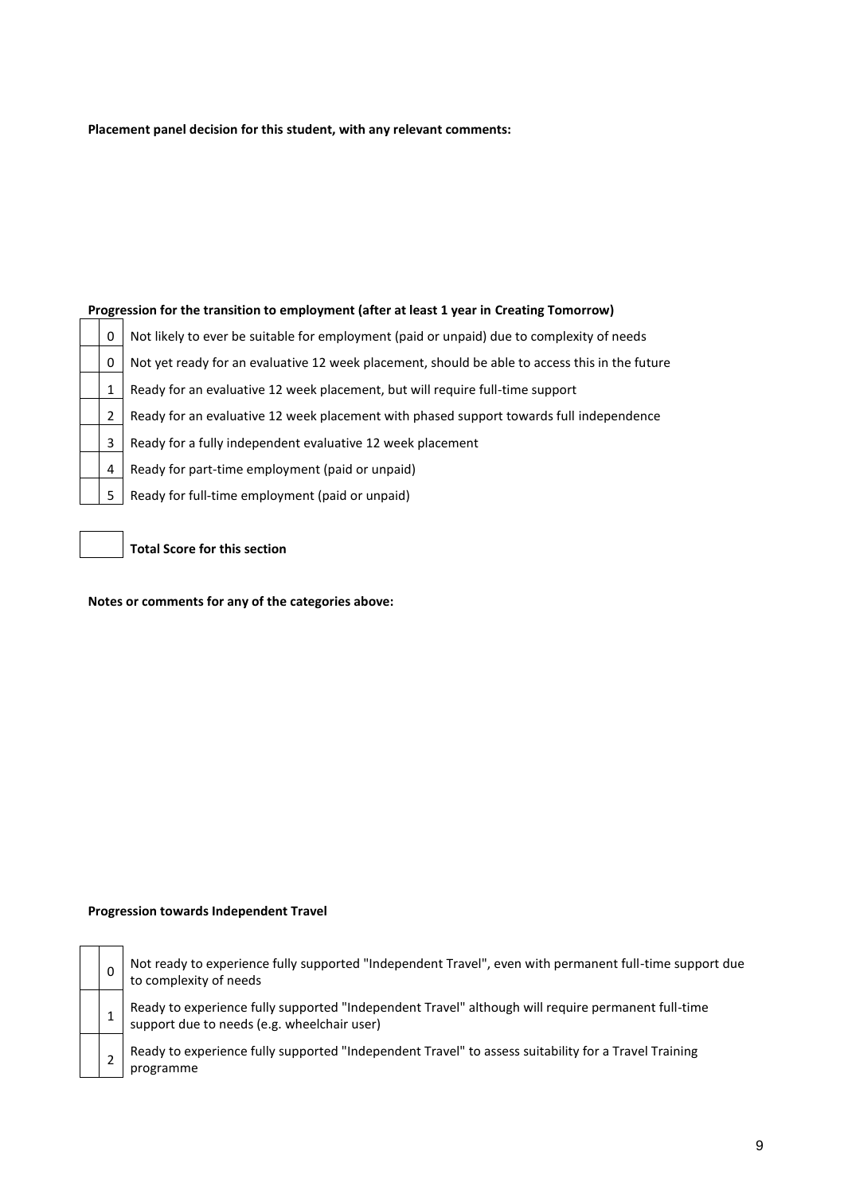**Placement panel decision for this student, with any relevant comments:**

**Progression for the transition to employment (after at least 1 year in Creating Tomorrow)**

| | Score | Description |
|---|---|---|
| | 0 | Not likely to ever be suitable for employment (paid or unpaid) due to complexity of needs |
| | 0 | Not yet ready for an evaluative 12 week placement, should be able to access this in the future |
| | 1 | Ready for an evaluative 12 week placement, but will require full-time support |
| | 2 | Ready for an evaluative 12 week placement with phased support towards full independence |
| | 3 | Ready for a fully independent evaluative 12 week placement |
| | 4 | Ready for part-time employment (paid or unpaid) |
| | 5 | Ready for full-time employment (paid or unpaid) |

| | |
|---|---|
| | **Total Score for this section** |

**Notes or comments for any of the categories above:**

**Progression towards Independent Travel**

| | Score | Description |
|---|---|---|
| | 0 | Not ready to experience fully supported "Independent Travel", even with permanent full-time support due to complexity of needs |
| | 1 | Ready to experience fully supported "Independent Travel" although will require permanent full-time support due to needs (e.g. wheelchair user) |
| | 2 | Ready to experience fully supported "Independent Travel" to assess suitability for a Travel Training programme |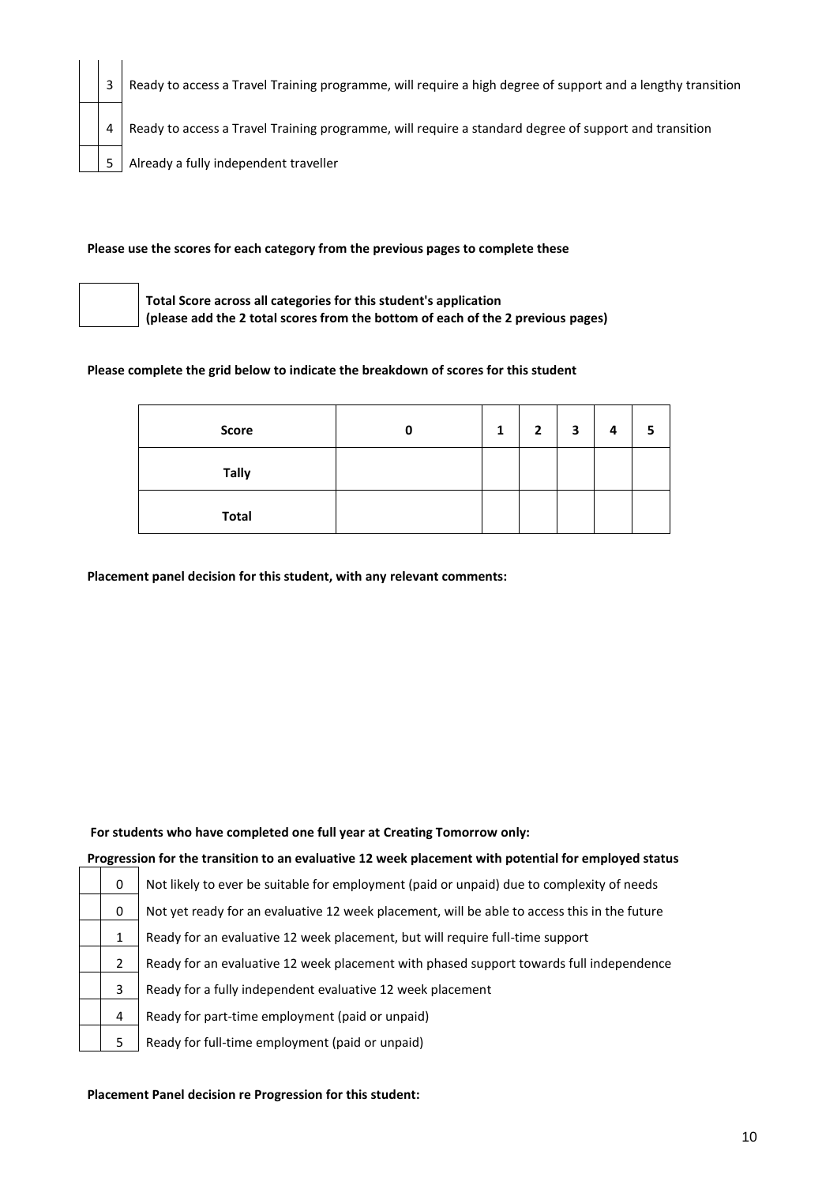| | 3 | Ready to access a Travel Training programme, will require a high degree of support and a lengthy transition |
|---|---|---|
| | 4 | Ready to access a Travel Training programme, will require a standard degree of support and transition |
| | 5 | Already a fully independent traveller |

**Please use the scores for each category from the previous pages to complete these**

| | |
|---|---|
| | **Total Score across all categories for this student's application (please add the 2 total scores from the bottom of each of the 2 previous pages)** |

**Please complete the grid below to indicate the breakdown of scores for this student**

| Score | 0 | 1 | 2 | 3 | 4 | 5 |
|---|---|---|---|---|---|---|
| Tally | | | | | | |
| Total | | | | | | |

**Placement panel decision for this student, with any relevant comments:**

**For students who have completed one full year at Creating Tomorrow only:**

**Progression for the transition to an evaluative 12 week placement with potential for employed status**

| | | |
|---|---|---|
| | 0 | Not likely to ever be suitable for employment (paid or unpaid) due to complexity of needs |
| | 0 | Not yet ready for an evaluative 12 week placement, will be able to access this in the future |
| | 1 | Ready for an evaluative 12 week placement, but will require full-time support |
| | 2 | Ready for an evaluative 12 week placement with phased support towards full independence |
| | 3 | Ready for a fully independent evaluative 12 week placement |
| | 4 | Ready for part-time employment (paid or unpaid) |
| | 5 | Ready for full-time employment (paid or unpaid) |

**Placement Panel decision re Progression for this student:**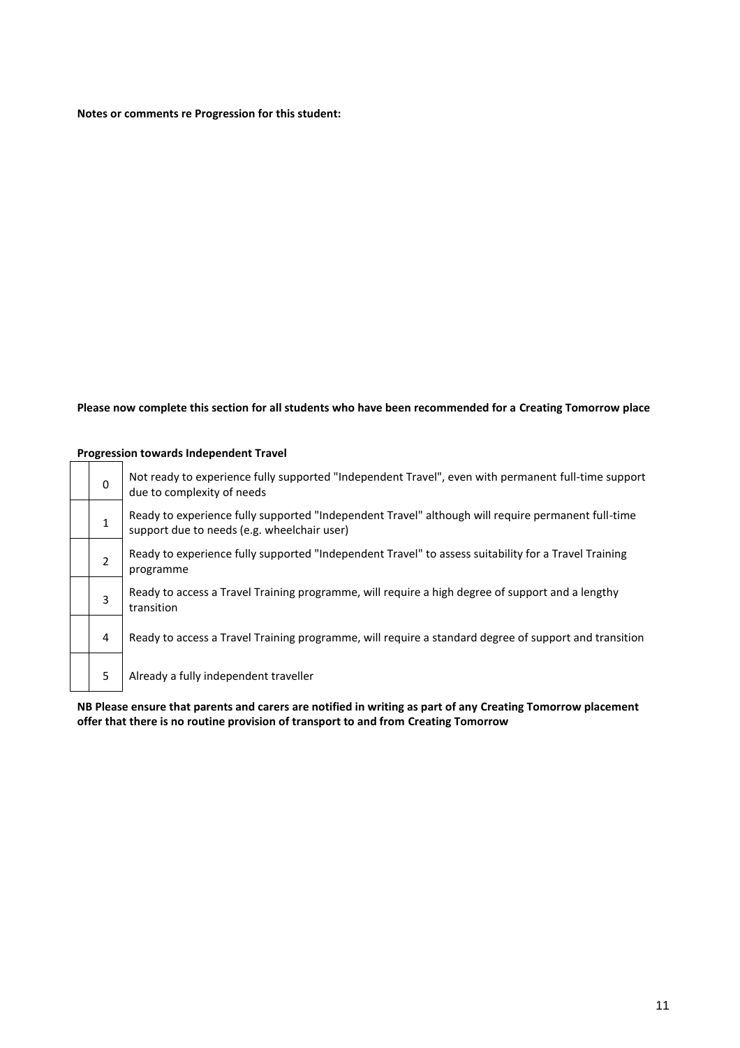**Notes or comments re Progression for this student:**

**Please now complete this section for all students who have been recommended for a Creating Tomorrow place**

**Progression towards Independent Travel**

| | | |
|---|---|---|
| | 0 | Not ready to experience fully supported "Independent Travel", even with permanent full-time support due to complexity of needs |
| | 1 | Ready to experience fully supported "Independent Travel" although will require permanent full-time support due to needs (e.g. wheelchair user) |
| | 2 | Ready to experience fully supported "Independent Travel" to assess suitability for a Travel Training programme |
| | 3 | Ready to access a Travel Training programme, will require a high degree of support and a lengthy transition |
| | 4 | Ready to access a Travel Training programme, will require a standard degree of support and transition |
| | 5 | Already a fully independent traveller |

**NB Please ensure that parents and carers are notified in writing as part of any Creating Tomorrow placement offer that there is no routine provision of transport to and from Creating Tomorrow**